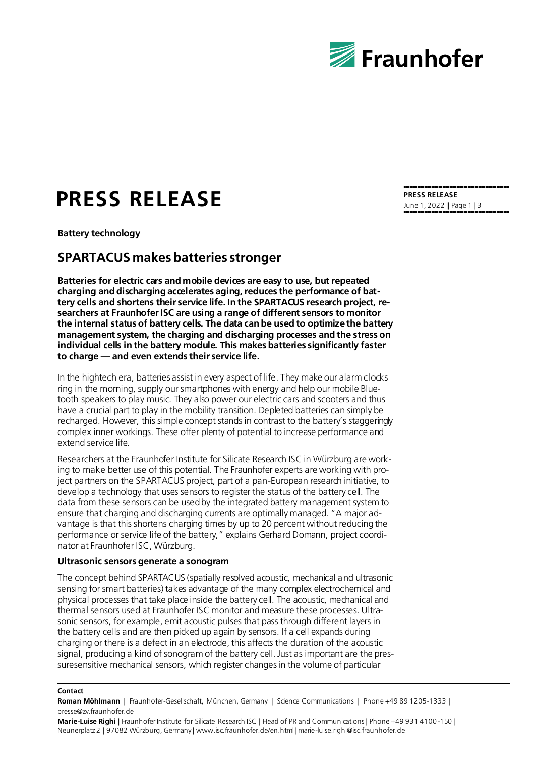# PRESS RELEASE

**Battery technology**

## SPARTACUS makes batteries stronger

**Batteries for electric cars and mobile devices are easy to use, but repeated charging and discharging accelerates aging, reduces the performance of battery cells and shortens their service life. In the SPARTACUS research project, researchers at Fraunhofer ISC are using a range of different sensors to monitor the internal status of battery cells. The data can be used to optimize the battery management system, the charging and discharging processes and the stress on individual cells in the battery module. This makes batteries significantly faster to charge — and even extends their service life.**

In the hightech era, batteries assist in every aspect of life. They make our alarm clocks ring in the morning, supply our smartphones with energy and help our mobile Bluetooth speakers to play music. They also power our electric cars and scooters and thus have a crucial part to play in the mobility transition. Depleted batteries can simply be recharged. However, this simple concept stands in contrast to the battery's staggeringly complex inner workings. These offer plenty of potential to increase performance and extend service life.

Researchers at the Fraunhofer Institute for Silicate Research ISC in Würzburg are working to make better use of this potential. The Fraunhofer experts are working with project partners on the SPARTACUS project, part of a pan-European research initiative, to develop a technology that uses sensors to register the status of the battery cell. The data from these sensors can be used by the integrated battery management system to ensure that charging and discharging currents are optimally managed. "A major advantage is that this shortens charging times by up to 20 percent without reducing the performance or service life of the battery," explains Gerhard Domann, project coordinator at Fraunhofer ISC, Würzburg.

**Ultrasonic sensors generate a sonogram**

The concept behind SPARTACUS (spatially resolved acoustic, mechanical and ultrasonic sensing for smart batteries) takes advantage of the many complex electrochemical and physical processes that take place inside the battery cell. The acoustic, mechanical and thermal sensors used at Fraunhofer ISC monitor and measure these processes. Ultrasonic sensors, for example, emit acoustic pulses that pass through different layers in the battery cells and are then picked up again by sensors. If a cell expands during charging or there is a defect in an electrode, this affects the duration of the acoustic signal, producing a kind of sonogram of the battery cell. Just as important are the pressuresensitive mechanical sensors, which register changes in the volume of particular

**Contact**

**Roman Möhlmann** | Fraunhofer-Gesellschaft, München, Germany | Science Communications | Phone +49 89 1205-1333 | presse@zv.fraunhofer.de

**Marie-Luise Righi** | Fraunhofer Institute for Silicate Research ISC | Head of PR and Communications | Phone +49 931 4100-150 | Neunerplatz 2 | 97082 Würzburg, Germany | www.isc.fraunhofer.de/en.html | marie-luise.righi@isc.fraunhofer.de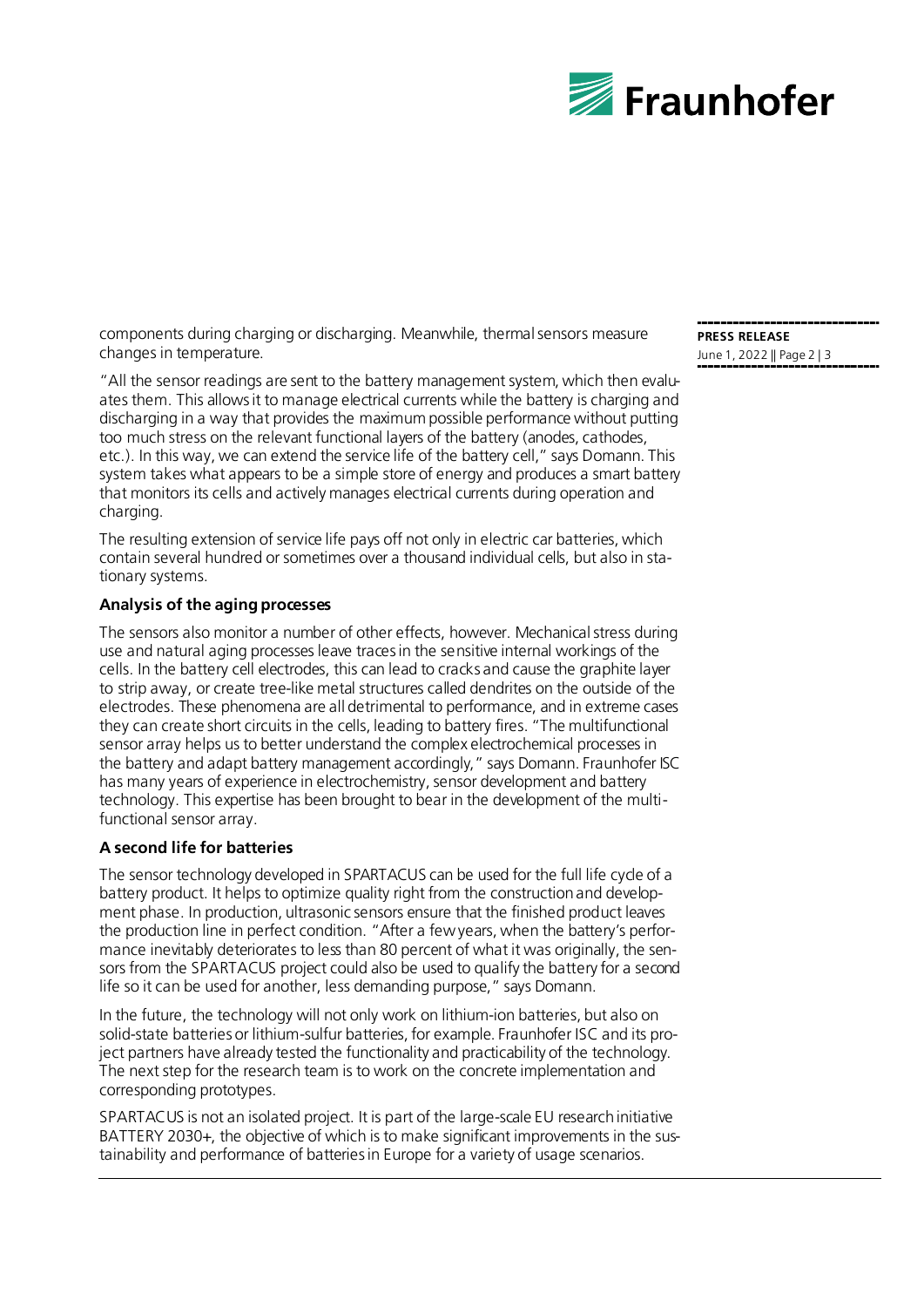components during charging or discharging. Meanwhile, thermal sensors measure changes in temperature.

"All the sensor readings are sent to the battery management system, which then evaluates them. This allows it to manage electrical currents while the battery is charging and discharging in a way that provides the maximum possible performance without putting too much stress on the relevant functional layers of the battery (anodes, cathodes, etc.). In this way, we can extend the service life of the battery cell," says Domann. This system takes what appears to be a simple store of energy and produces a smart battery that monitors its cells and actively manages electrical currents during operation and charging.

The resulting extension of service life pays off not only in electric car batteries, which contain several hundred or sometimes over a thousand individual cells, but also in stationary systems.

**Analysis of the aging processes**

The sensors also monitor a number of other effects, however. Mechanical stress during use and natural aging processes leave traces in the sensitive internal workings of the cells. In the battery cell electrodes, this can lead to cracks and cause the graphite layer to strip away, or create tree-like metal structures called dendrites on the outside of the electrodes. These phenomena are all detrimental to performance, and in extreme cases they can create short circuits in the cells, leading to battery fires. "The multifunctional sensor array helps us to better understand the complex electrochemical processes in the battery and adapt battery management accordingly," says Domann. Fraunhofer ISC has many years of experience in electrochemistry, sensor development and battery technology. This expertise has been brought to bear in the development of the multifunctional sensor array.

**A second life for batteries**

The sensor technology developed in SPARTACUS can be used for the full life cycle of a battery product. It helps to optimize quality right from the construction and development phase. In production, ultrasonic sensors ensure that the finished product leaves the production line in perfect condition. "After a few years, when the battery's performance inevitably deteriorates to less than 80 percent of what it was originally, the sensors from the SPARTACUS project could also be used to qualify the battery for a second life so it can be used for another, less demanding purpose," says Domann.

In the future, the technology will not only work on lithium-ion batteries, but also on solid-state batteries or lithium-sulfur batteries, for example. Fraunhofer ISC and its project partners have already tested the functionality and practicability of the technology. The next step for the research team is to work on the concrete implementation and corresponding prototypes.

SPARTACUS is not an isolated project. It is part of the large-scale EU research initiative BATTERY 2030+, the objective of which is to make significant improvements in the sustainability and performance of batteries in Europe for a variety of usage scenarios.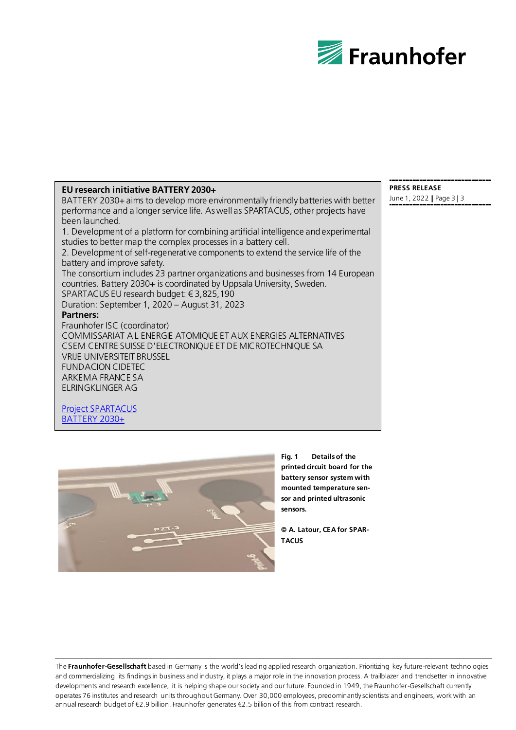**EU research initiative BATTERY 2030+**

BATTERY 2030+ aims to develop more environmentally friendly batteries with better performance and a longer service life. As well as SPARTACUS, other projects have been launched.

1. Development of a platform for combining artificial intelligence and experimental studies to better map the complex processes in a battery cell.
2. Development of self-regenerative components to extend the service life of the battery and improve safety.

The consortium includes 23 partner organizations and businesses from 14 European countries. Battery 2030+ is coordinated by Uppsala University, Sweden.

SPARTACUS EU research budget: € 3,825,190

Duration: September 1, 2020 – August 31, 2023

**Partners:**

Fraunhofer ISC (coordinator)
COMMISSARIAT A L ENERGIE ATOMIQUE ET AUX ENERGIES ALTERNATIVES
CSEM CENTRE SUISSE D'ELECTRONIQUE ET DE MICROTECHNIQUE SA
VRIJE UNIVERSITEIT BRUSSEL
FUNDACION CIDETEC
ARKEMA FRANCE SA
ELRINGKLINGER AG

Project SPARTACUS
BATTERY 2030+

**Fig. 1 Details of the printed circuit board for the battery sensor system with mounted temperature sensor and printed ultrasonic sensors.**

**© A. Latour, CEA for SPARTACUS**

The **Fraunhofer-Gesellschaft** based in Germany is the world's leading applied research organization. Prioritizing key future-relevant technologies and commercializing its findings in business and industry, it plays a major role in the innovation process. A trailblazer and trendsetter in innovative developments and research excellence, it is helping shape our society and our future. Founded in 1949, the Fraunhofer-Gesellschaft currently operates 76 institutes and research units throughout Germany. Over 30,000 employees, predominantly scientists and engineers, work with an annual research budget of €2.9 billion. Fraunhofer generates €2.5 billion of this from contract research.